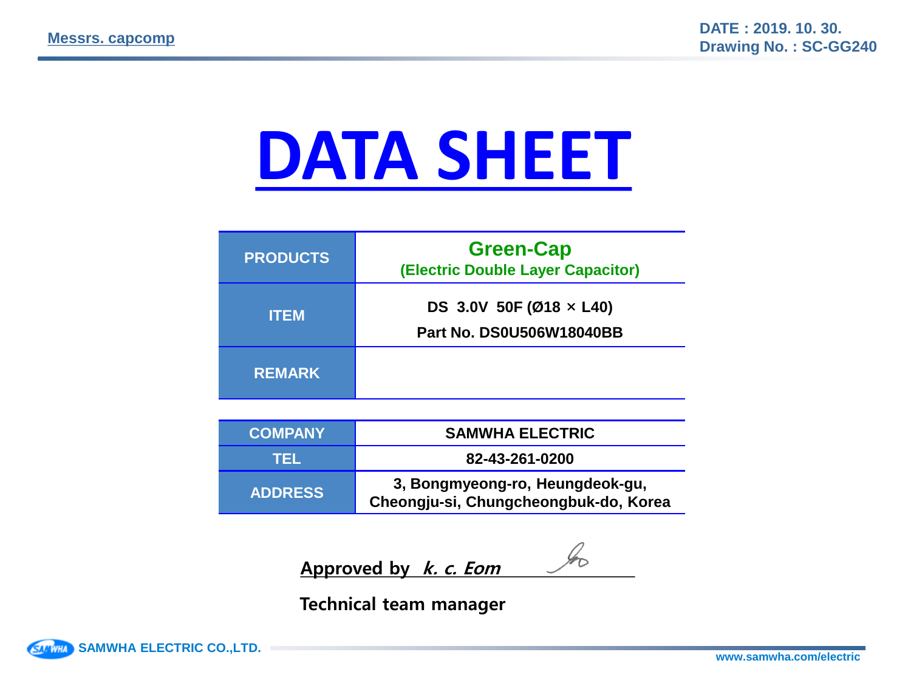**Messrs. capcomp**

DATE : 2019. 10. 30.
Drawing No. : SC-GG240

# DATA SHEET

| PRODUCTS | Green-Cap<br>(Electric Double Layer Capacitor) |
|---|---|
| ITEM | DS 3.0V 50F (Ø18 × L40)<br>Part No. DS0U506W18040BB |
| REMARK | |

| COMPANY | SAMWHA ELECTRIC |
|---|---|
| TEL | 82-43-261-0200 |
| ADDRESS | 3, Bongmyeong-ro, Heungdeok-gu,<br>Cheongju-si, Chungcheongbuk-do, Korea |

**Approved by** ***k. c. Eom***

**Technical team manager**

SAMWHA ELECTRIC CO.,LTD.

www.samwha.com/electric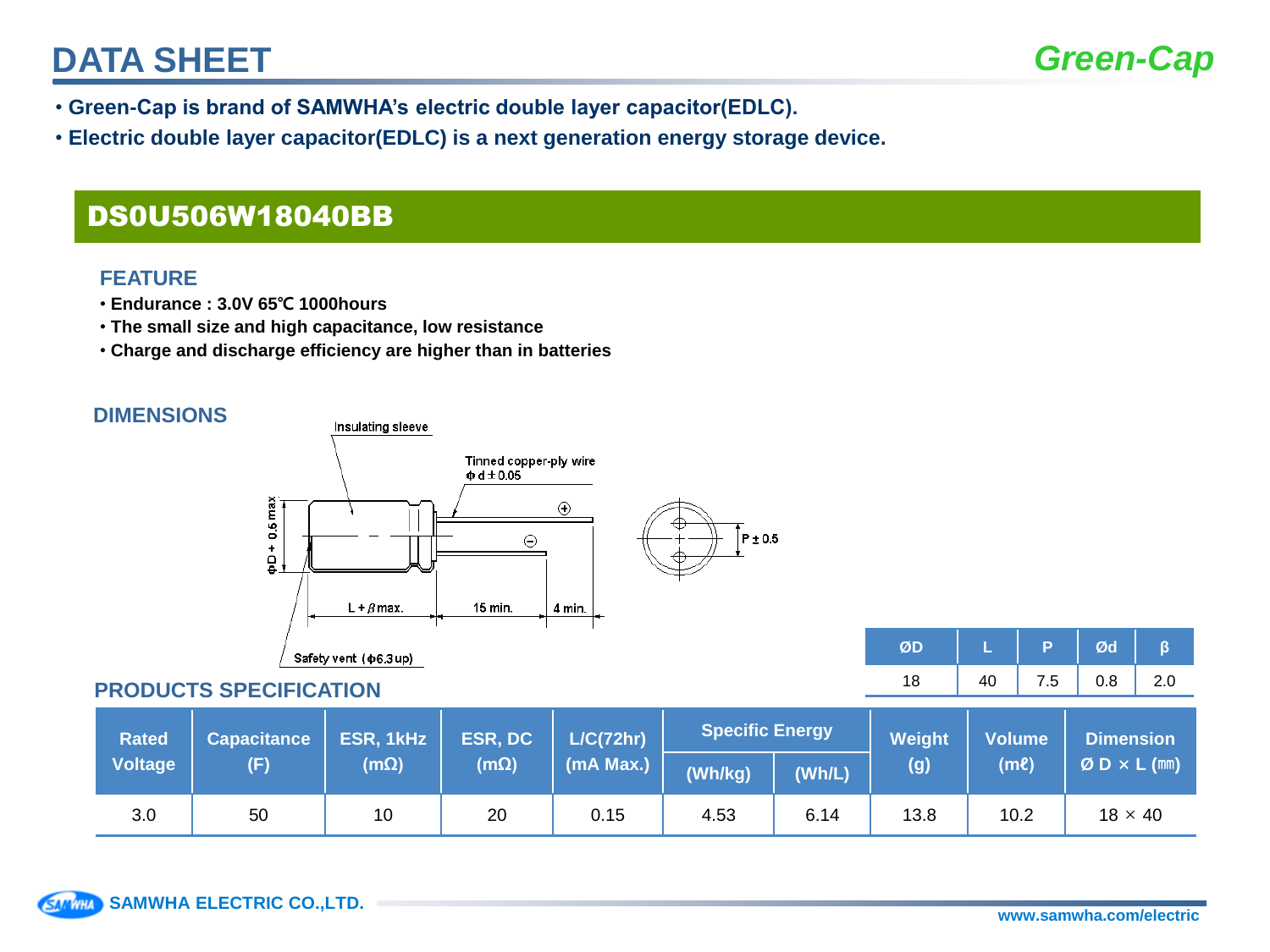# DATA SHEET

*Green-Cap*

- **Green-Cap is brand of SAMWHA's electric double layer capacitor(EDLC).**
- **Electric double layer capacitor(EDLC) is a next generation energy storage device.**

## DS0U506W18040BB

### FEATURE

- **Endurance : 3.0V 65℃ 1000hours**
- **The small size and high capacitance, low resistance**
- **Charge and discharge efficiency are higher than in batteries**

### DIMENSIONS

Insulating sleeve

Tinned copper-ply wire
ϕ d ± 0.05

ϕD + 0.5 max

L + β max.　15 min.　4 min.

P ± 0.5

Safety vent (ϕ6.3 up)

| ØD | L | P | Ød | β |
|---|---|---|---|---|
| 18 | 40 | 7.5 | 0.8 | 2.0 |

### PRODUCTS SPECIFICATION

| Rated Voltage | Capacitance (F) | ESR, 1kHz (mΩ) | ESR, DC (mΩ) | L/C(72hr) (mA Max.) | Specific Energy | | Weight (g) | Volume (mℓ) | Dimension Ø D × L (㎜) |
|---|---|---|---|---|---|---|---|---|---|
| | | | | | (Wh/kg) | (Wh/L) | | | |
| 3.0 | 50 | 10 | 20 | 0.15 | 4.53 | 6.14 | 13.8 | 10.2 | 18 × 40 |

SAMWHA ELECTRIC CO.,LTD.

www.samwha.com/electric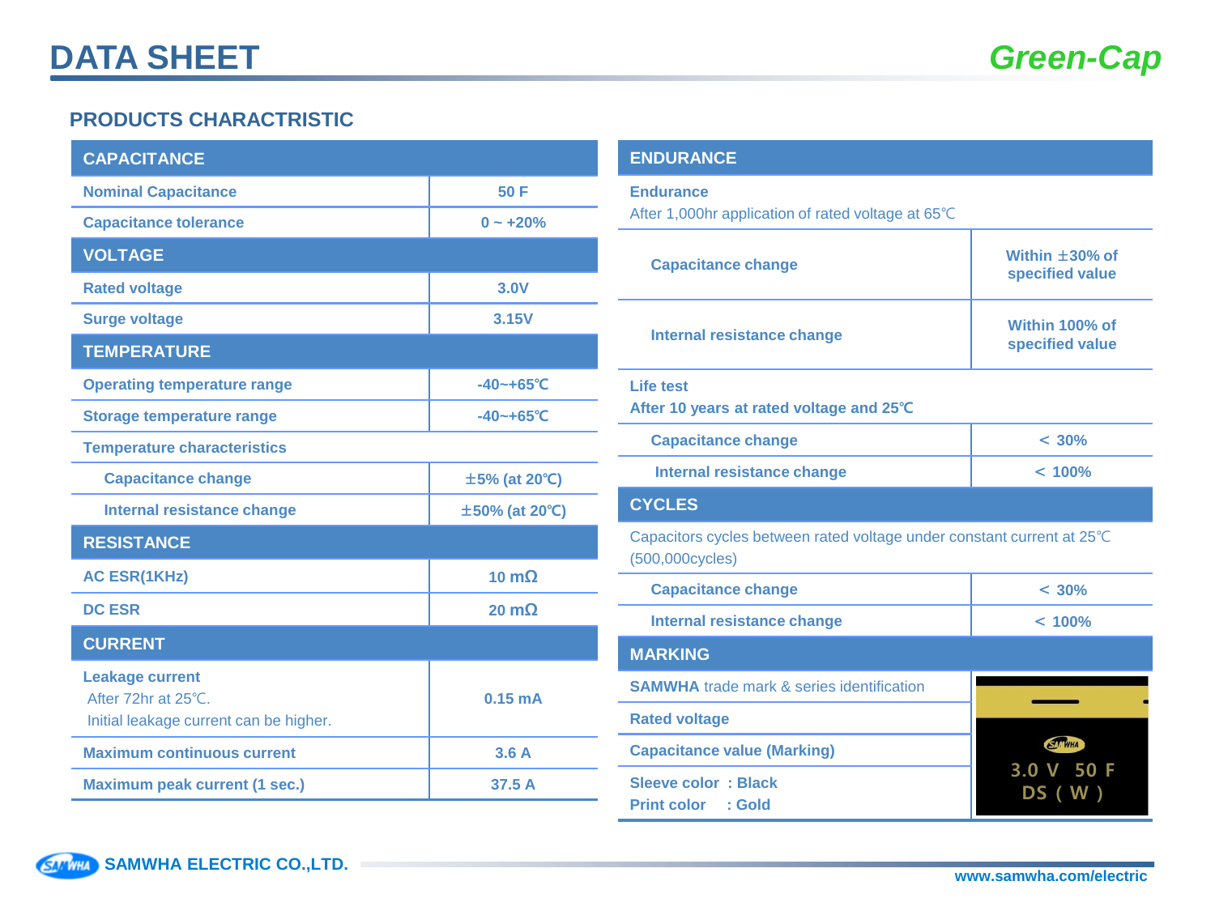# DATA SHEET

**Green-Cap**

## PRODUCTS CHARACTRISTIC

| CAPACITANCE | |
|---|---|
| Nominal Capacitance | 50 F |
| Capacitance tolerance | 0 ~ +20% |
| **VOLTAGE** | |
| Rated voltage | 3.0V |
| Surge voltage | 3.15V |
| **TEMPERATURE** | |
| Operating temperature range | -40~+65℃ |
| Storage temperature range | -40~+65℃ |
| Temperature characteristics | |
| Capacitance change | ±5% (at 20℃) |
| Internal resistance change | ±50% (at 20℃) |
| **RESISTANCE** | |
| AC ESR(1KHz) | 10 mΩ |
| DC ESR | 20 mΩ |
| **CURRENT** | |
| Leakage current<br>After 72hr at 25℃.<br>Initial leakage current can be higher. | 0.15 mA |
| Maximum continuous current | 3.6 A |
| Maximum peak current (1 sec.) | 37.5 A |

| ENDURANCE | |
|---|---|
| **Endurance**<br>After 1,000hr application of rated voltage at 65℃ | |
| Capacitance change | Within ±30% of specified value |
| Internal resistance change | Within 100% of specified value |
| **Life test**<br>After 10 years at rated voltage and 25℃ | |
| Capacitance change | < 30% |
| Internal resistance change | < 100% |
| **CYCLES** | |
| Capacitors cycles between rated voltage under constant current at 25℃ (500,000cycles) | |
| Capacitance change | < 30% |
| Internal resistance change | < 100% |
| **MARKING** | |
| SAMWHA trade mark & series identification | |
| Rated voltage | |
| Capacitance value (Marking) | |
| Sleeve color : Black<br>Print color : Gold | |

SAMWHA
3.0 V 50 F
DS ( W )

SAMWHA ELECTRIC CO.,LTD.

www.samwha.com/electric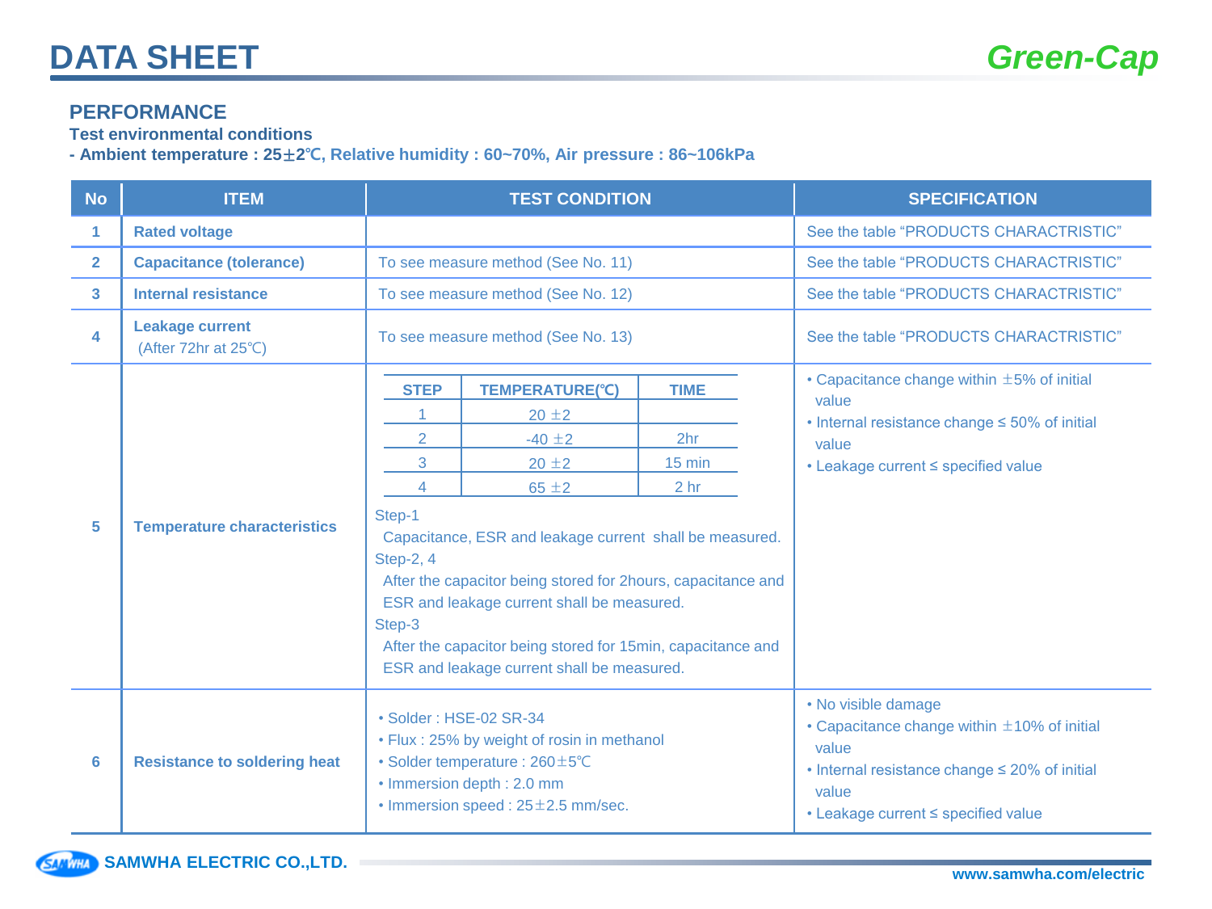# DATA SHEET

## PERFORMANCE

**Test environmental conditions**

**- Ambient temperature : 25±2℃, Relative humidity : 60~70%, Air pressure : 86~106kPa**

| No | ITEM | TEST CONDITION | SPECIFICATION |
|---|---|---|---|
| 1 | **Rated voltage** | | See the table "PRODUCTS CHARACTRISTIC" |
| 2 | **Capacitance (tolerance)** | To see measure method (See No. 11) | See the table "PRODUCTS CHARACTRISTIC" |
| 3 | **Internal resistance** | To see measure method (See No. 12) | See the table "PRODUCTS CHARACTRISTIC" |
| 4 | **Leakage current** (After 72hr at 25℃) | To see measure method (See No. 13) | See the table "PRODUCTS CHARACTRISTIC" |
| 5 | **Temperature characteristics** | STEP / TEMPERATURE(℃) / TIME: 1 / 20 ±2 / –; 2 / -40 ±2 / 2hr; 3 / 20 ±2 / 15 min; 4 / 65 ±2 / 2 hr<br>Step-1<br>Capacitance, ESR and leakage current shall be measured.<br>Step-2, 4<br>After the capacitor being stored for 2hours, capacitance and ESR and leakage current shall be measured.<br>Step-3<br>After the capacitor being stored for 15min, capacitance and ESR and leakage current shall be measured. | • Capacitance change within ±5% of initial value<br>• Internal resistance change ≤ 50% of initial value<br>• Leakage current ≤ specified value |
| 6 | **Resistance to soldering heat** | • Solder : HSE-02 SR-34<br>• Flux : 25% by weight of rosin in methanol<br>• Solder temperature : 260±5℃<br>• Immersion depth : 2.0 mm<br>• Immersion speed : 25±2.5 mm/sec. | • No visible damage<br>• Capacitance change within ±10% of initial value<br>• Internal resistance change ≤ 20% of initial value<br>• Leakage current ≤ specified value |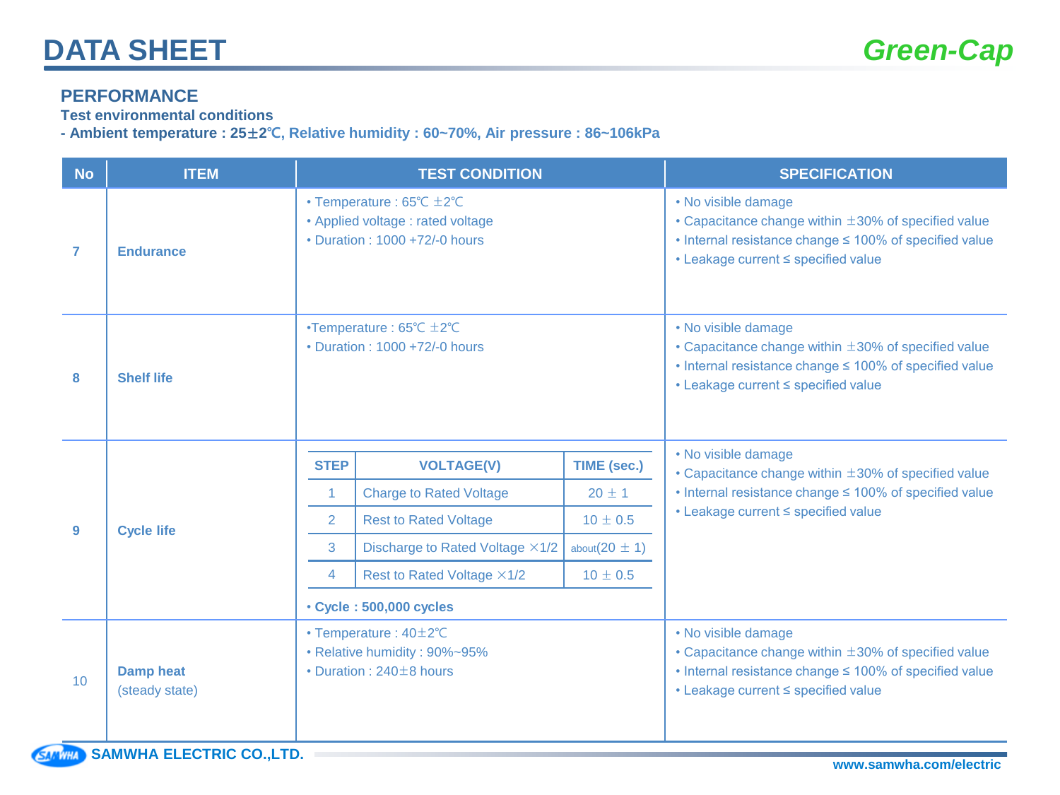# DATA SHEET

## PERFORMANCE

**Test environmental conditions**

**- Ambient temperature : 25±2℃, Relative humidity : 60~70%, Air pressure : 86~106kPa**

| No | ITEM | TEST CONDITION | SPECIFICATION |
|---|---|---|---|
| 7 | **Endurance** | • Temperature : 65℃ ±2℃<br>• Applied voltage : rated voltage<br>• Duration : 1000 +72/-0 hours | • No visible damage<br>• Capacitance change within ±30% of specified value<br>• Internal resistance change ≤ 100% of specified value<br>• Leakage current ≤ specified value |
| 8 | **Shelf life** | •Temperature : 65℃ ±2℃<br>• Duration : 1000 +72/-0 hours | • No visible damage<br>• Capacitance change within ±30% of specified value<br>• Internal resistance change ≤ 100% of specified value<br>• Leakage current ≤ specified value |
| 9 | **Cycle life** | (see cycle table below)<br>• **Cycle : 500,000 cycles** | • No visible damage<br>• Capacitance change within ±30% of specified value<br>• Internal resistance change ≤ 100% of specified value<br>• Leakage current ≤ specified value |
| 10 | **Damp heat**<br>(steady state) | • Temperature : 40±2℃<br>• Relative humidity : 90%~95%<br>• Duration : 240±8 hours | • No visible damage<br>• Capacitance change within ±30% of specified value<br>• Internal resistance change ≤ 100% of specified value<br>• Leakage current ≤ specified value |

Cycle life test condition:

| STEP | VOLTAGE(V) | TIME (sec.) |
|---|---|---|
| 1 | Charge to Rated Voltage | 20 ± 1 |
| 2 | Rest to Rated Voltage | 10 ± 0.5 |
| 3 | Discharge to Rated Voltage ×1/2 | about(20 ± 1) |
| 4 | Rest to Rated Voltage ×1/2 | 10 ± 0.5 |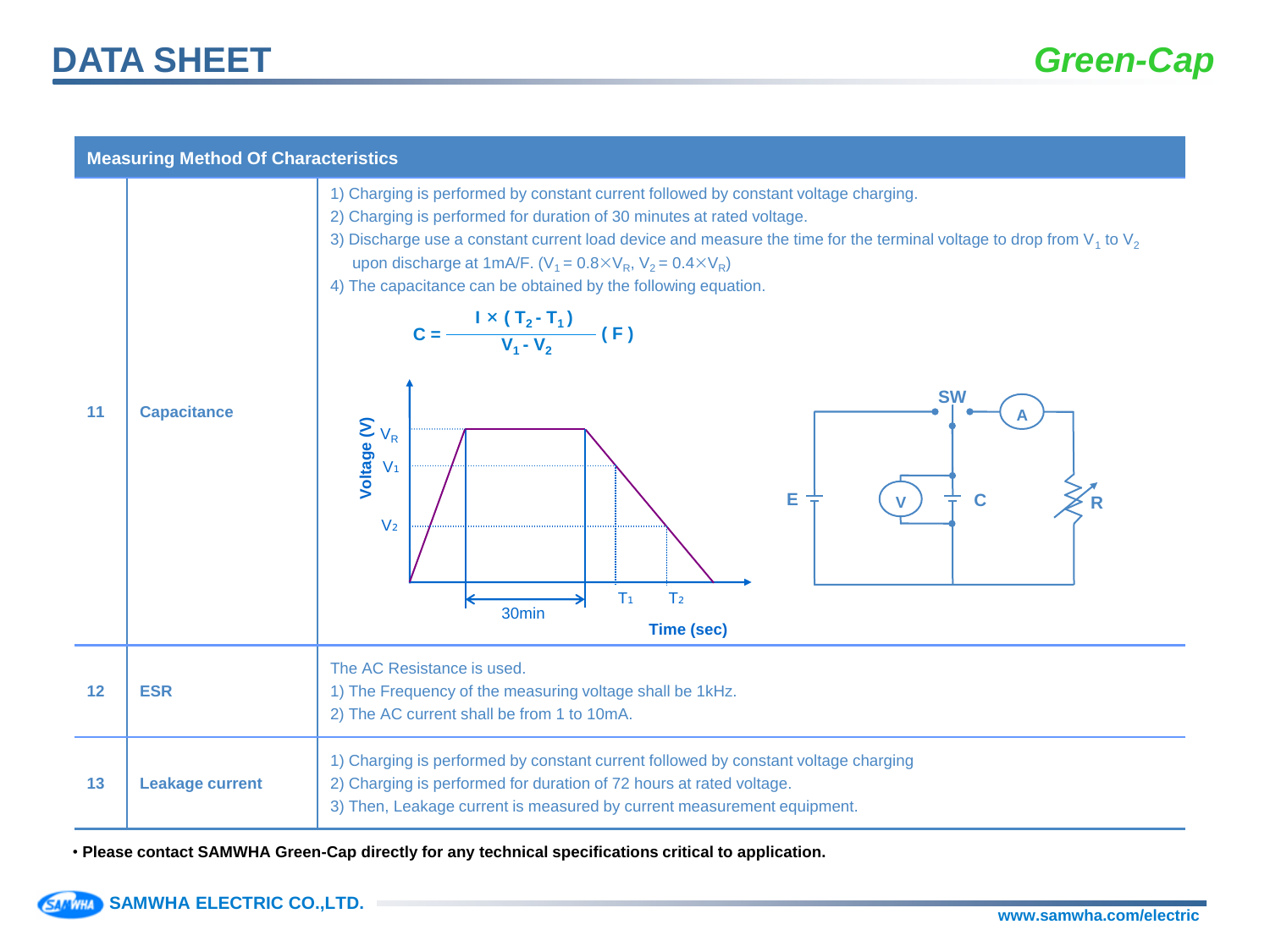# DATA SHEET

**Green-Cap**

| Measuring Method Of Characteristics | | |
|---|---|---|
| 11 | Capacitance | 1) Charging is performed by constant current followed by constant voltage charging.<br>2) Charging is performed for duration of 30 minutes at rated voltage.<br>3) Discharge use a constant current load device and measure the time for the terminal voltage to drop from $V_1$ to $V_2$ upon discharge at 1mA/F. ($V_1 = 0.8 \times V_R$, $V_2 = 0.4 \times V_R$)<br>4) The capacitance can be obtained by the following equation.<br>$C = \frac{I \times (T_2 - T_1)}{V_1 - V_2}$ (F)<br>Voltage (V)<br>$V_R$<br>$V_1$<br>$V_2$<br>30min<br>$T_1$<br>$T_2$<br>Time (sec)<br>SW<br>A<br>E<br>V<br>C<br>R |
| 12 | ESR | The AC Resistance is used.<br>1) The Frequency of the measuring voltage shall be 1kHz.<br>2) The AC current shall be from 1 to 10mA. |
| 13 | Leakage current | 1) Charging is performed by constant current followed by constant voltage charging<br>2) Charging is performed for duration of 72 hours at rated voltage.<br>3) Then, Leakage current is measured by current measurement equipment. |

• **Please contact SAMWHA Green-Cap directly for any technical specifications critical to application.**

SAMWHA ELECTRIC CO.,LTD.

www.samwha.com/electric